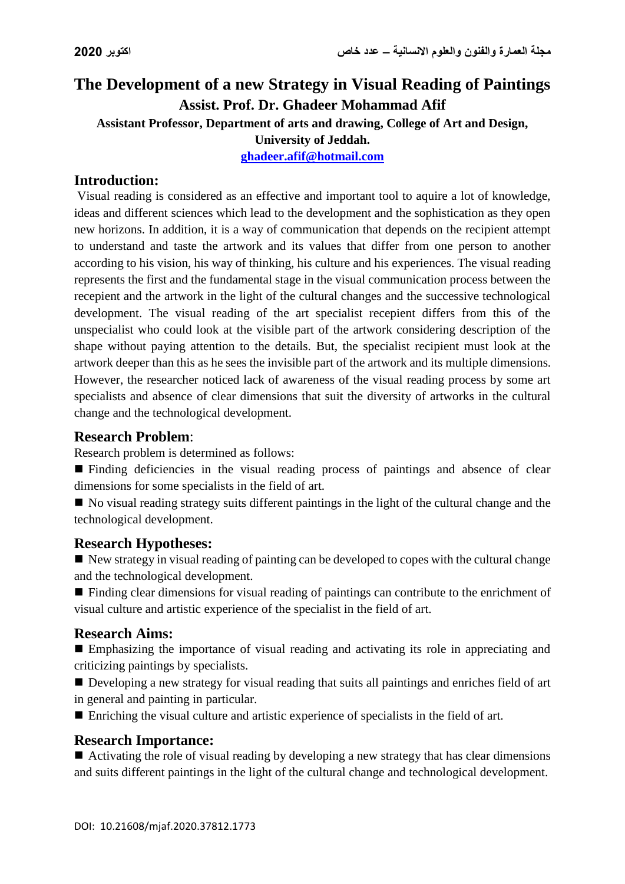# The Development of a new Strategy in Visual Reading of Paintings

**Assist. Prof. Dr. Ghadeer Mohammad Afif**

**Assistant Professor, Department of arts and drawing, College of Art and Design, University of Jeddah.**

**ghadeer.afif@hotmail.com**

## Introduction:

Visual reading is considered as an effective and important tool to aquire a lot of knowledge, ideas and different sciences which lead to the development and the sophistication as they open new horizons. In addition, it is a way of communication that depends on the recipient attempt to understand and taste the artwork and its values that differ from one person to another according to his vision, his way of thinking, his culture and his experiences. The visual reading represents the first and the fundamental stage in the visual communication process between the recepient and the artwork in the light of the cultural changes and the successive technological development. The visual reading of the art specialist recepient differs from this of the unspecialist who could look at the visible part of the artwork considering description of the shape without paying attention to the details. But, the specialist recipient must look at the artwork deeper than this as he sees the invisible part of the artwork and its multiple dimensions. However, the researcher noticed lack of awareness of the visual reading process by some art specialists and absence of clear dimensions that suit the diversity of artworks in the cultural change and the technological development.

## Research Problem:

Research problem is determined as follows:

- Finding deficiencies in the visual reading process of paintings and absence of clear dimensions for some specialists in the field of art.
- No visual reading strategy suits different paintings in the light of the cultural change and the technological development.

## Research Hypotheses:

- New strategy in visual reading of painting can be developed to copes with the cultural change and the technological development.
- Finding clear dimensions for visual reading of paintings can contribute to the enrichment of visual culture and artistic experience of the specialist in the field of art.

## Research Aims:

- Emphasizing the importance of visual reading and activating its role in appreciating and criticizing paintings by specialists.
- Developing a new strategy for visual reading that suits all paintings and enriches field of art in general and painting in particular.
- Enriching the visual culture and artistic experience of specialists in the field of art.

## Research Importance:

- Activating the role of visual reading by developing a new strategy that has clear dimensions and suits different paintings in the light of the cultural change and technological development.

DOI: 10.21608/mjaf.2020.37812.1773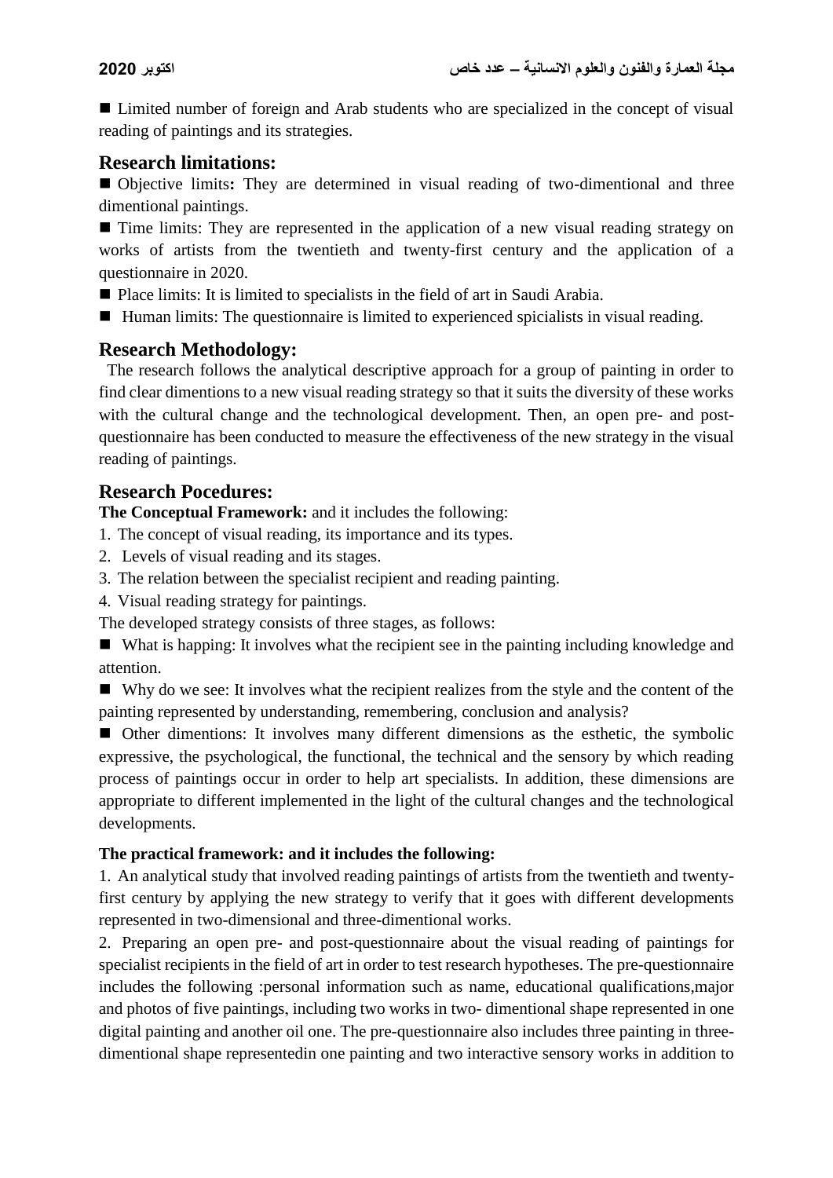■ Limited number of foreign and Arab students who are specialized in the concept of visual reading of paintings and its strategies.

## Research limitations:

■ Objective limits**:** They are determined in visual reading of two-dimentional and three dimentional paintings.

■ Time limits: They are represented in the application of a new visual reading strategy on works of artists from the twentieth and twenty-first century and the application of a questionnaire in 2020.

■ Place limits: It is limited to specialists in the field of art in Saudi Arabia.

■ Human limits: The questionnaire is limited to experienced spicialists in visual reading.

## Research Methodology:

The research follows the analytical descriptive approach for a group of painting in order to find clear dimentions to a new visual reading strategy so that it suits the diversity of these works with the cultural change and the technological development. Then, an open pre- and post-questionnaire has been conducted to measure the effectiveness of the new strategy in the visual reading of paintings.

## Research Pocedures:

**The Conceptual Framework:** and it includes the following:

1. The concept of visual reading, its importance and its types.
2. Levels of visual reading and its stages.
3. The relation between the specialist recipient and reading painting.
4. Visual reading strategy for paintings.

The developed strategy consists of three stages, as follows:

■ What is happing: It involves what the recipient see in the painting including knowledge and attention.

■ Why do we see: It involves what the recipient realizes from the style and the content of the painting represented by understanding, remembering, conclusion and analysis?

■ Other dimentions: It involves many different dimensions as the esthetic, the symbolic expressive, the psychological, the functional, the technical and the sensory by which reading process of paintings occur in order to help art specialists. In addition, these dimensions are appropriate to different implemented in the light of the cultural changes and the technological developments.

**The practical framework: and it includes the following:**

1. An analytical study that involved reading paintings of artists from the twentieth and twenty-first century by applying the new strategy to verify that it goes with different developments represented in two-dimensional and three-dimentional works.
2. Preparing an open pre- and post-questionnaire about the visual reading of paintings for specialist recipients in the field of art in order to test research hypotheses. The pre-questionnaire includes the following :personal information such as name, educational qualifications,major and photos of five paintings, including two works in two- dimentional shape represented in one digital painting and another oil one. The pre-questionnaire also includes three painting in three-dimentional shape representedin one painting and two interactive sensory works in addition to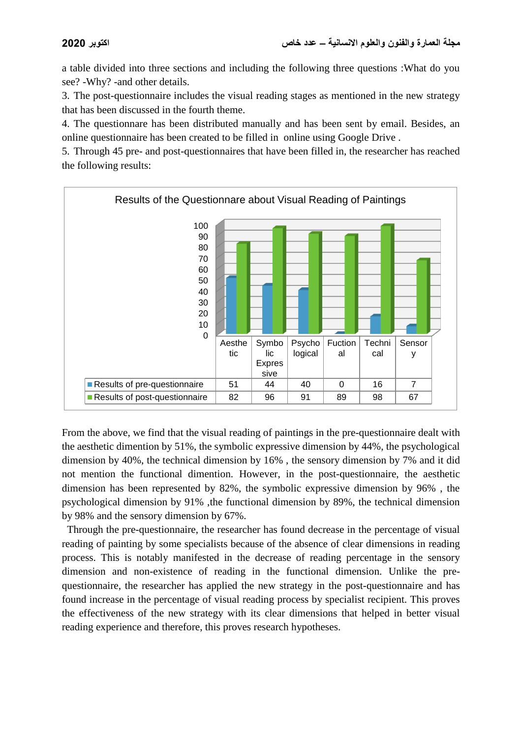a table divided into three sections and including the following three questions :What do you see? -Why? -and other details.

3. The post-questionnaire includes the visual reading stages as mentioned in the new strategy that has been discussed in the fourth theme.

4. The questionnaire has been distributed manually and has been sent by email. Besides, an online questionnaire has been created to be filled in online using Google Drive .

5. Through 45 pre- and post-questionnaires that have been filled in, the researcher has reached the following results:

Results of the Questionnare about Visual Reading of Paintings

| | Aesthetic | Symbolic Expressive | Psychological | Fuctional | Technical | Sensory |
|---|---|---|---|---|---|---|
| Results of pre-questionnaire | 51 | 44 | 40 | 0 | 16 | 7 |
| Results of post-questionnaire | 82 | 96 | 91 | 89 | 98 | 67 |

From the above, we find that the visual reading of paintings in the pre-questionnaire dealt with the aesthetic dimention by 51%, the symbolic expressive dimension by 44%, the psychological dimension by 40%, the technical dimension by 16% , the sensory dimension by 7% and it did not mention the functional dimention. However, in the post-questionnaire, the aesthetic dimension has been represented by 82%, the symbolic expressive dimension by 96% , the psychological dimension by 91% ,the functional dimension by 89%, the technical dimension by 98% and the sensory dimension by 67%.

Through the pre-questionnaire, the researcher has found decrease in the percentage of visual reading of painting by some specialists because of the absence of clear dimensions in reading process. This is notably manifested in the decrease of reading percentage in the sensory dimension and non-existence of reading in the functional dimension. Unlike the pre-questionnaire, the researcher has applied the new strategy in the post-questionnaire and has found increase in the percentage of visual reading process by specialist recipient. This proves the effectiveness of the new strategy with its clear dimensions that helped in better visual reading experience and therefore, this proves research hypotheses.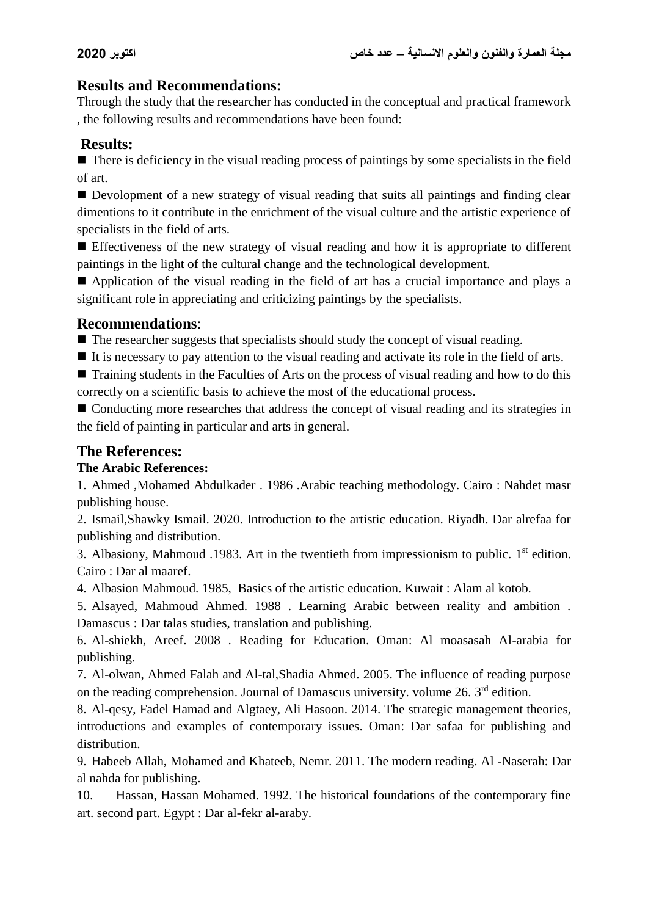## Results and Recommendations:

Through the study that the researcher has conducted in the conceptual and practical framework , the following results and recommendations have been found:

### Results:

- There is deficiency in the visual reading process of paintings by some specialists in the field of art.
- Devolopment of a new strategy of visual reading that suits all paintings and finding clear dimentions to it contribute in the enrichment of the visual culture and the artistic experience of specialists in the field of arts.
- Effectiveness of the new strategy of visual reading and how it is appropriate to different paintings in the light of the cultural change and the technological development.
- Application of the visual reading in the field of art has a crucial importance and plays a significant role in appreciating and criticizing paintings by the specialists.

### Recommendations:

- The researcher suggests that specialists should study the concept of visual reading.
- It is necessary to pay attention to the visual reading and activate its role in the field of arts.
- Training students in the Faculties of Arts on the process of visual reading and how to do this correctly on a scientific basis to achieve the most of the educational process.
- Conducting more researches that address the concept of visual reading and its strategies in the field of painting in particular and arts in general.

## The References:

**The Arabic References:**

1. Ahmed ,Mohamed Abdulkader . 1986 .Arabic teaching methodology. Cairo : Nahdet masr publishing house.
2. Ismail,Shawky Ismail. 2020. Introduction to the artistic education. Riyadh. Dar alrefaa for publishing and distribution.
3. Albasiony, Mahmoud .1983. Art in the twentieth from impressionism to public. 1st edition. Cairo : Dar al maaref.
4. Albasion Mahmoud. 1985, Basics of the artistic education. Kuwait : Alam al kotob.
5. Alsayed, Mahmoud Ahmed. 1988 . Learning Arabic between reality and ambition . Damascus : Dar talas studies, translation and publishing.
6. Al-shiekh, Areef. 2008 . Reading for Education. Oman: Al moasasah Al-arabia for publishing.
7. Al-olwan, Ahmed Falah and Al-tal,Shadia Ahmed. 2005. The influence of reading purpose on the reading comprehension. Journal of Damascus university. volume 26. 3rd edition.
8. Al-qesy, Fadel Hamad and Algtaey, Ali Hasoon. 2014. The strategic management theories, introductions and examples of contemporary issues. Oman: Dar safaa for publishing and distribution.
9. Habeeb Allah, Mohamed and Khateeb, Nemr. 2011. The modern reading. Al -Naserah: Dar al nahda for publishing.
10. Hassan, Hassan Mohamed. 1992. The historical foundations of the contemporary fine art. second part. Egypt : Dar al-fekr al-araby.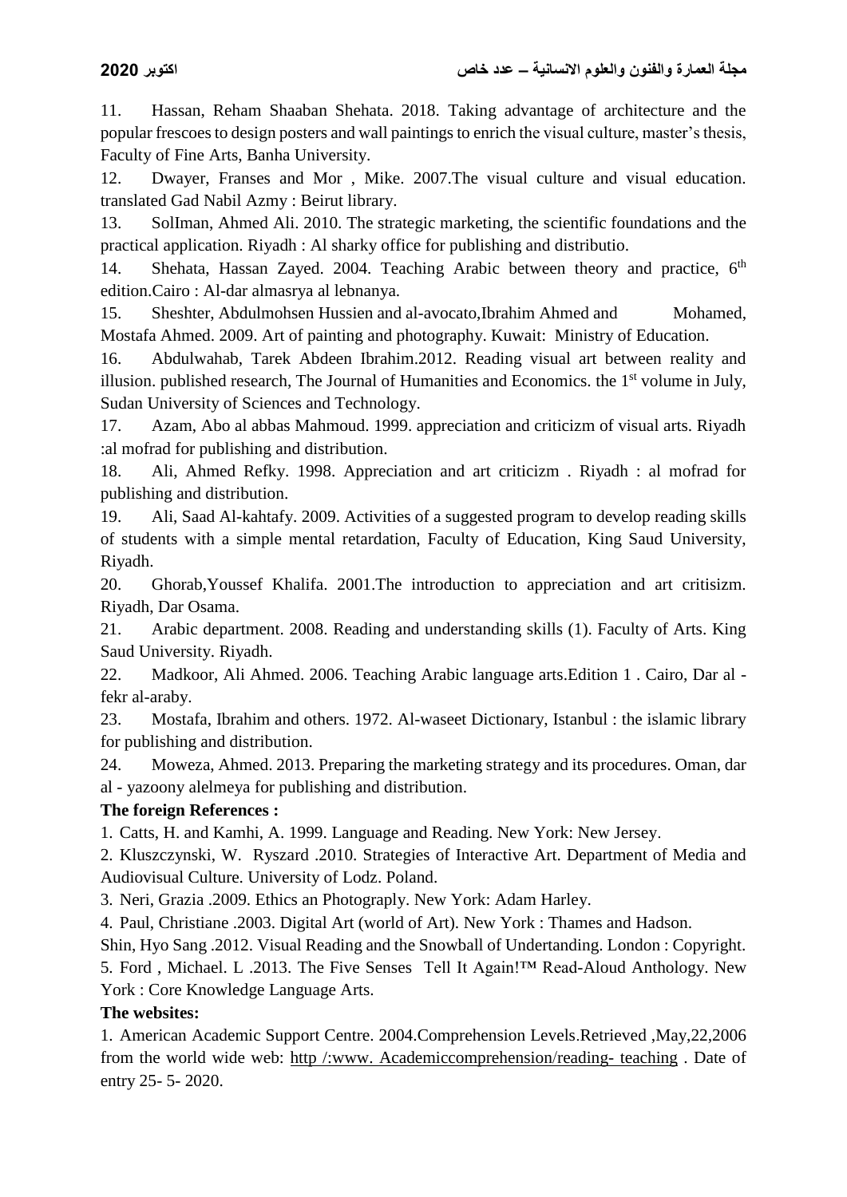11. Hassan, Reham Shaaban Shehata. 2018. Taking advantage of architecture and the popular frescoes to design posters and wall paintings to enrich the visual culture, master's thesis, Faculty of Fine Arts, Banha University.

12. Dwayer, Franses and Mor , Mike. 2007.The visual culture and visual education. translated Gad Nabil Azmy : Beirut library.

13. SolIman, Ahmed Ali. 2010. The strategic marketing, the scientific foundations and the practical application. Riyadh : Al sharky office for publishing and distributio.

14. Shehata, Hassan Zayed. 2004. Teaching Arabic between theory and practice, 6th edition.Cairo : Al-dar almasrya al lebnanya.

15. Sheshter, Abdulmohsen Hussien and al-avocato,Ibrahim Ahmed and Mohamed, Mostafa Ahmed. 2009. Art of painting and photography. Kuwait: Ministry of Education.

16. Abdulwahab, Tarek Abdeen Ibrahim.2012. Reading visual art between reality and illusion. published research, The Journal of Humanities and Economics. the 1st volume in July, Sudan University of Sciences and Technology.

17. Azam, Abo al abbas Mahmoud. 1999. appreciation and criticizm of visual arts. Riyadh :al mofrad for publishing and distribution.

18. Ali, Ahmed Refky. 1998. Appreciation and art criticizm . Riyadh : al mofrad for publishing and distribution.

19. Ali, Saad Al-kahtafy. 2009. Activities of a suggested program to develop reading skills of students with a simple mental retardation, Faculty of Education, King Saud University, Riyadh.

20. Ghorab,Youssef Khalifa. 2001.The introduction to appreciation and art critisizm. Riyadh, Dar Osama.

21. Arabic department. 2008. Reading and understanding skills (1). Faculty of Arts. King Saud University. Riyadh.

22. Madkoor, Ali Ahmed. 2006. Teaching Arabic language arts.Edition 1 . Cairo, Dar al -fekr al-araby.

23. Mostafa, Ibrahim and others. 1972. Al-waseet Dictionary, Istanbul : the islamic library for publishing and distribution.

24. Moweza, Ahmed. 2013. Preparing the marketing strategy and its procedures. Oman, dar al - yazoony alelmeya for publishing and distribution.

**The foreign References :**

1. Catts, H. and Kamhi, A. 1999. Language and Reading. New York: New Jersey.
2. Kluszczynski, W. Ryszard .2010. Strategies of Interactive Art. Department of Media and Audiovisual Culture. University of Lodz. Poland.
3. Neri, Grazia .2009. Ethics an Photograply. New York: Adam Harley.
4. Paul, Christiane .2003. Digital Art (world of Art). New York : Thames and Hadson.

Shin, Hyo Sang .2012. Visual Reading and the Snowball of Undertanding. London : Copyright.

5. Ford , Michael. L .2013. The Five Senses Tell It Again!™ Read-Aloud Anthology. New York : Core Knowledge Language Arts.

**The websites:**

1. American Academic Support Centre. 2004.Comprehension Levels.Retrieved ,May,22,2006 from the world wide web: http /:www. Academiccomprehension/reading- teaching . Date of entry 25- 5- 2020.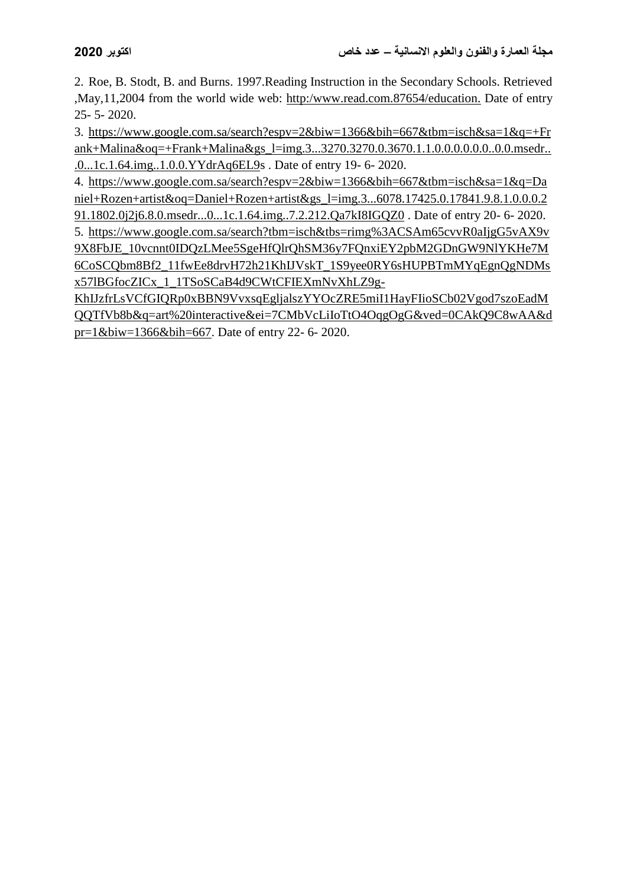2. Roe, B. Stodt, B. and Burns. 1997.Reading Instruction in the Secondary Schools. Retrieved ,May,11,2004 from the world wide web: http:/www.read.com.87654/education. Date of entry 25- 5- 2020.

3. https://www.google.com.sa/search?espv=2&biw=1366&bih=667&tbm=isch&sa=1&q=+Frank+Malina&oq=+Frank+Malina&gs_l=img.3...3270.3270.0.3670.1.1.0.0.0.0.0.0..0.0.msedr...0...1c.1.64.img..1.0.0.YYdrAq6EL9s . Date of entry 19- 6- 2020.

4. https://www.google.com.sa/search?espv=2&biw=1366&bih=667&tbm=isch&sa=1&q=Daniel+Rozen+artist&oq=Daniel+Rozen+artist&gs_l=img.3...6078.17425.0.17841.9.8.1.0.0.0.291.1802.0j2j6.8.0.msedr...0...1c.1.64.img..7.2.212.Qa7kI8IGQZ0 . Date of entry 20- 6- 2020.

5. https://www.google.com.sa/search?tbm=isch&tbs=rimg%3ACSAm65cvvR0aIjgG5vAX9v9X8FbJE_10vcnnt0IDQzLMee5SgeHfQlrQhSM36y7FQnxiEY2pbM2GDnGW9NlYKHe7M6CoSCQbm8Bf2_11fwEe8drvH72h21KhIJVskT_1S9yee0RY6sHUPBTmMYqEgnQgNDMsx57lBGfocZICx_1_1TSoSCaB4d9CWtCFIEXmNvXhLZ9g-KhIJzfrLsVCfGIQRp0xBBN9VvxsqEgljalszYYOcZRE5miI1HayFIioSCb02Vgod7szoEadMQQTfVb8b&q=art%20interactive&ei=7CMbVcLiIoTtO4OqgOgG&ved=0CAkQ9C8wAA&dpr=1&biw=1366&bih=667. Date of entry 22- 6- 2020.